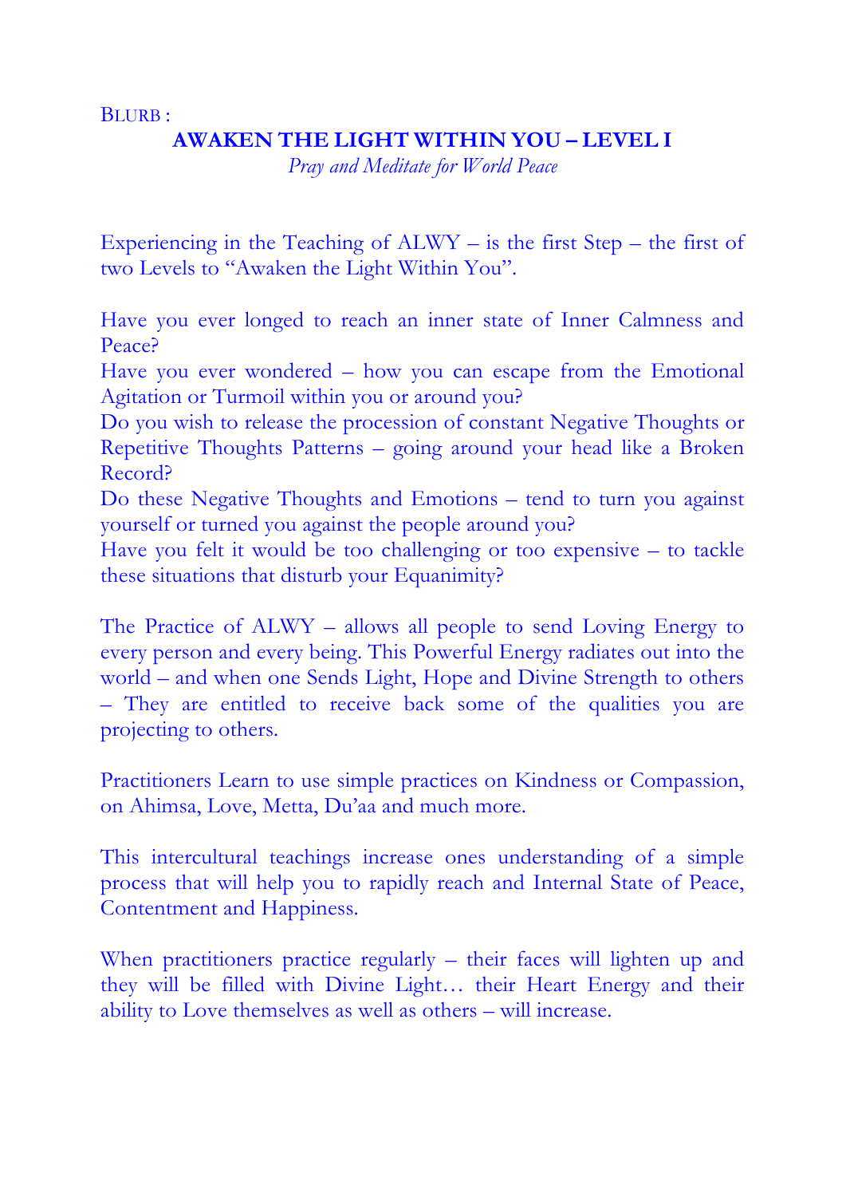BLURB :

# AWAKEN THE LIGHT WITHIN YOU – LEVEL I

*Pray and Meditate for World Peace*

Experiencing in the Teaching of ALWY – is the first Step – the first of two Levels to "Awaken the Light Within You".

Have you ever longed to reach an inner state of Inner Calmness and Peace?
Have you ever wondered – how you can escape from the Emotional Agitation or Turmoil within you or around you?
Do you wish to release the procession of constant Negative Thoughts or Repetitive Thoughts Patterns – going around your head like a Broken Record?
Do these Negative Thoughts and Emotions – tend to turn you against yourself or turned you against the people around you?
Have you felt it would be too challenging or too expensive – to tackle these situations that disturb your Equanimity?

The Practice of ALWY – allows all people to send Loving Energy to every person and every being. This Powerful Energy radiates out into the world – and when one Sends Light, Hope and Divine Strength to others – They are entitled to receive back some of the qualities you are projecting to others.

Practitioners Learn to use simple practices on Kindness or Compassion, on Ahimsa, Love, Metta, Du'aa and much more.

This intercultural teachings increase ones understanding of a simple process that will help you to rapidly reach and Internal State of Peace, Contentment and Happiness.

When practitioners practice regularly – their faces will lighten up and they will be filled with Divine Light… their Heart Energy and their ability to Love themselves as well as others – will increase.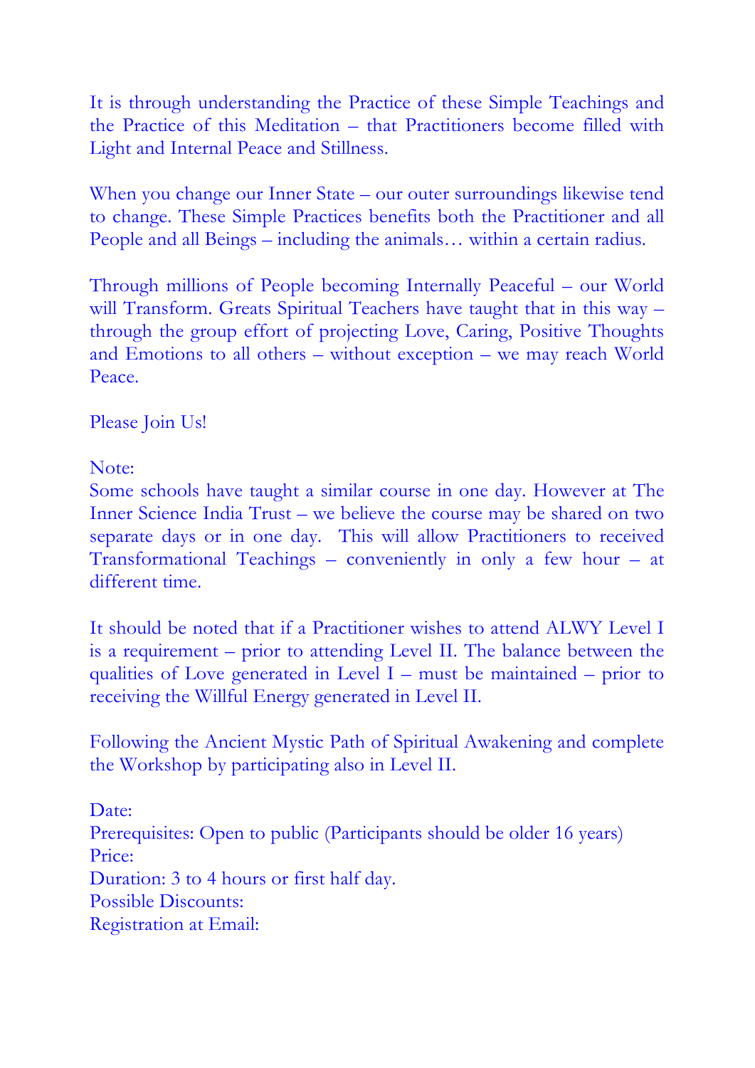It is through understanding the Practice of these Simple Teachings and the Practice of this Meditation – that Practitioners become filled with Light and Internal Peace and Stillness.

When you change our Inner State – our outer surroundings likewise tend to change. These Simple Practices benefits both the Practitioner and all People and all Beings – including the animals… within a certain radius.

Through millions of People becoming Internally Peaceful – our World will Transform. Greats Spiritual Teachers have taught that in this way – through the group effort of projecting Love, Caring, Positive Thoughts and Emotions to all others – without exception – we may reach World Peace.

Please Join Us!

Note:
Some schools have taught a similar course in one day. However at The Inner Science India Trust – we believe the course may be shared on two separate days or in one day. This will allow Practitioners to received Transformational Teachings – conveniently in only a few hour – at different time.

It should be noted that if a Practitioner wishes to attend ALWY Level I is a requirement – prior to attending Level II. The balance between the qualities of Love generated in Level I – must be maintained – prior to receiving the Willful Energy generated in Level II.

Following the Ancient Mystic Path of Spiritual Awakening and complete the Workshop by participating also in Level II.

Date:
Prerequisites: Open to public (Participants should be older 16 years)
Price:
Duration: 3 to 4 hours or first half day.
Possible Discounts:
Registration at Email: